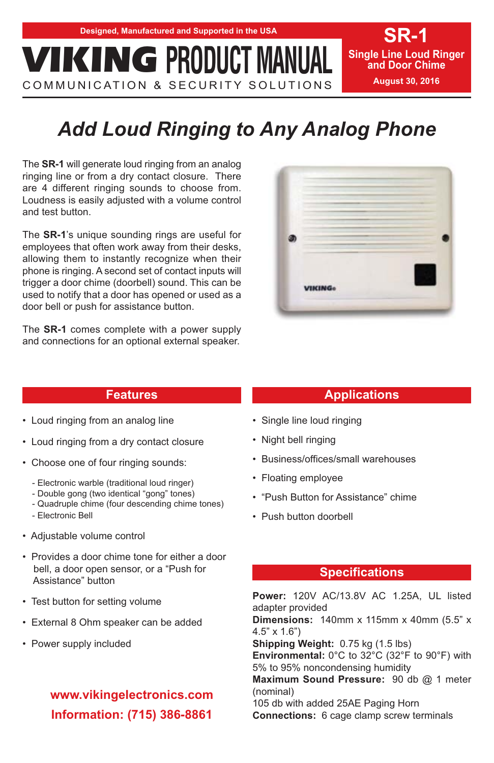Designed, Manufactured and Supported in the USA

# VIKING PRODUCT MANUAL

COMMUNICATION & SECURITY SOLUTIONS

**SR-1**

**Single Line Loud Ringer and Door Chime**

**August 30, 2016**

# *Add Loud Ringing to Any Analog Phone*

The **SR-1** will generate loud ringing from an analog ringing line or from a dry contact closure. There are 4 different ringing sounds to choose from. Loudness is easily adjusted with a volume control and test button.

The **SR-1**'s unique sounding rings are useful for employees that often work away from their desks, allowing them to instantly recognize when their phone is ringing. A second set of contact inputs will trigger a door chime (doorbell) sound. This can be used to notify that a door has opened or used as a door bell or push for assistance button.

The **SR-1** comes complete with a power supply and connections for an optional external speaker.

## Features

- Loud ringing from an analog line
- Loud ringing from a dry contact closure
- Choose one of four ringing sounds:
  - Electronic warble (traditional loud ringer)
  - Double gong (two identical "gong" tones)
  - Quadruple chime (four descending chime tones)
  - Electronic Bell
- Adjustable volume control
- Provides a door chime tone for either a door bell, a door open sensor, or a "Push for Assistance" button
- Test button for setting volume
- External 8 Ohm speaker can be added
- Power supply included

**www.vikingelectronics.com**

**Information: (715) 386-8861**

## Applications

- Single line loud ringing
- Night bell ringing
- Business/offices/small warehouses
- Floating employee
- "Push Button for Assistance" chime
- Push button doorbell

## Specifications

**Power:** 120V AC/13.8V AC 1.25A, UL listed adapter provided
**Dimensions:** 140mm x 115mm x 40mm (5.5" x 4.5" x 1.6")
**Shipping Weight:** 0.75 kg (1.5 lbs)
**Environmental:** 0°C to 32°C (32°F to 90°F) with 5% to 95% noncondensing humidity
**Maximum Sound Pressure:** 90 db @ 1 meter (nominal)
105 db with added 25AE Paging Horn
**Connections:** 6 cage clamp screw terminals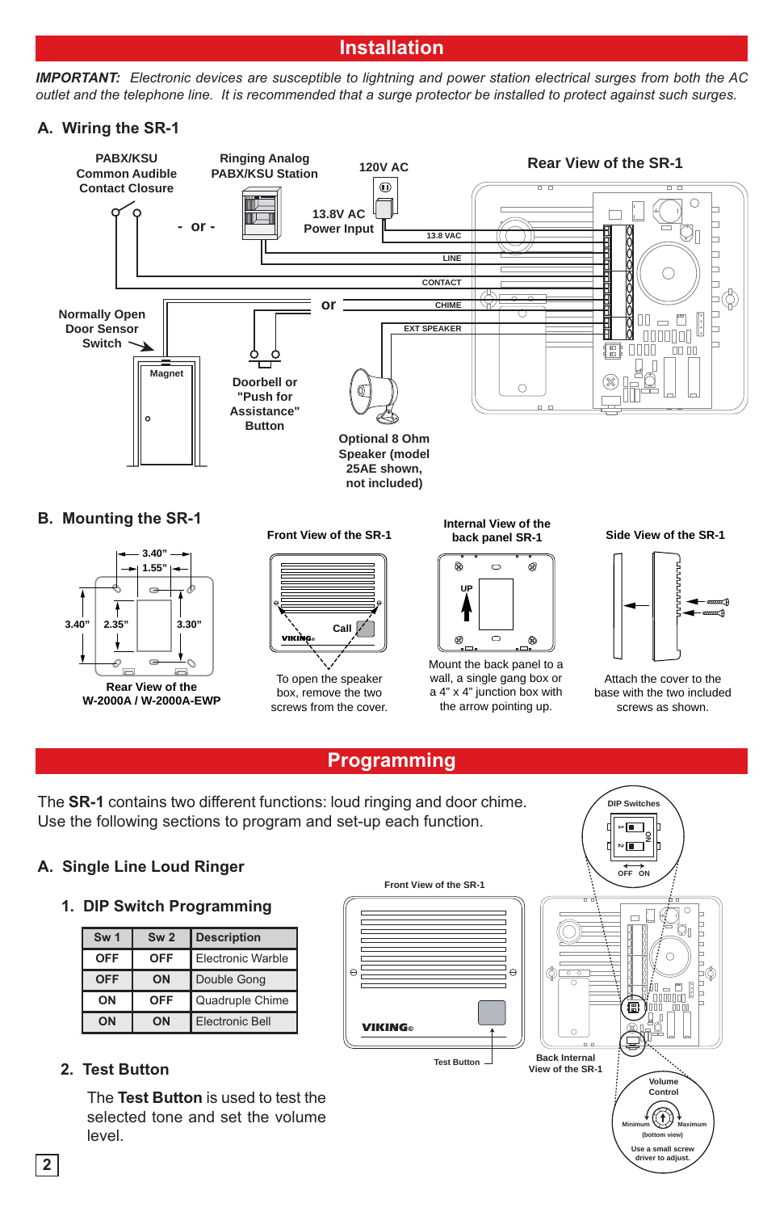# Installation

***IMPORTANT:*** *Electronic devices are susceptible to lightning and power station electrical surges from both the AC outlet and the telephone line. It is recommended that a surge protector be installed to protect against such surges.*

## A. Wiring the SR-1

PABX/KSU Common Audible Contact Closure - or - Ringing Analog PABX/KSU Station

120V AC

13.8V AC Power Input

Rear View of the SR-1

13.8 VAC

LINE

CONTACT

CHIME

EXT SPEAKER

Normally Open Door Sensor Switch

Magnet

or

Doorbell or "Push for Assistance" Button

Optional 8 Ohm Speaker (model 25AE shown, not included)

## B. Mounting the SR-1

3.40" 1.55" 3.40" 2.35" 3.30"

Rear View of the W-2000A / W-2000A-EWP

Front View of the SR-1

Call

To open the speaker box, remove the two screws from the cover.

Internal View of the back panel SR-1

UP

Mount the back panel to a wall, a single gang box or a 4" x 4" junction box with the arrow pointing up.

Side View of the SR-1

Attach the cover to the base with the two included screws as shown.

# Programming

The **SR-1** contains two different functions: loud ringing and door chime. Use the following sections to program and set-up each function.

## A. Single Line Loud Ringer

### 1. DIP Switch Programming

| Sw 1 | Sw 2 | Description |
|---|---|---|
| OFF | OFF | Electronic Warble |
| OFF | ON | Double Gong |
| ON | OFF | Quadruple Chime |
| ON | ON | Electronic Bell |

DIP Switches

OFF ON

Front View of the SR-1

Test Button

Back Internal View of the SR-1

Volume Control

Minimum Maximum (bottom view)

Use a small screw driver to adjust.

### 2. Test Button

The **Test Button** is used to test the selected tone and set the volume level.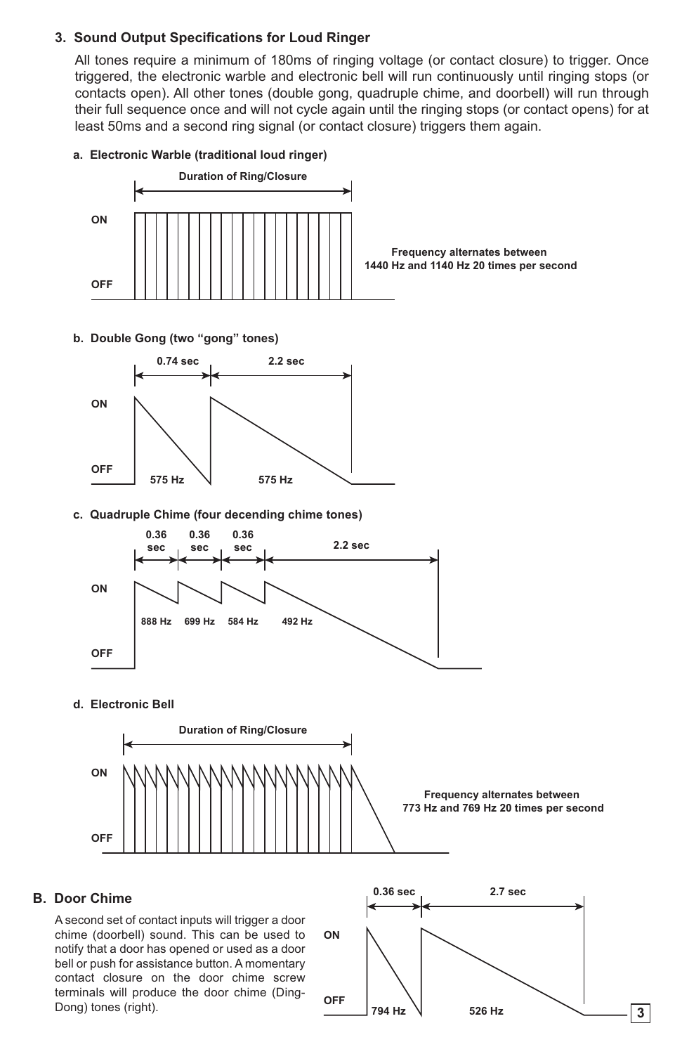### 3. Sound Output Specifications for Loud Ringer

All tones require a minimum of 180ms of ringing voltage (or contact closure) to trigger. Once triggered, the electronic warble and electronic bell will run continuously until ringing stops (or contacts open). All other tones (double gong, quadruple chime, and doorbell) will run through their full sequence once and will not cycle again until the ringing stops (or contact opens) for at least 50ms and a second ring signal (or contact closure) triggers them again.

**a. Electronic Warble (traditional loud ringer)**

Duration of Ring/Closure

ON

OFF

Frequency alternates between 1440 Hz and 1140 Hz 20 times per second

**b. Double Gong (two "gong" tones)**

0.74 sec 2.2 sec

ON

OFF

575 Hz 575 Hz

**c. Quadruple Chime (four decending chime tones)**

0.36 sec 0.36 sec 0.36 sec 2.2 sec

ON

OFF

888 Hz 699 Hz 584 Hz 492 Hz

**d. Electronic Bell**

Duration of Ring/Closure

ON

OFF

Frequency alternates between 773 Hz and 769 Hz 20 times per second

## B. Door Chime

A second set of contact inputs will trigger a door chime (doorbell) sound. This can be used to notify that a door has opened or used as a door bell or push for assistance button. A momentary contact closure on the door chime screw terminals will produce the door chime (Ding-Dong) tones (right).

0.36 sec 2.7 sec

ON

OFF

794 Hz 526 Hz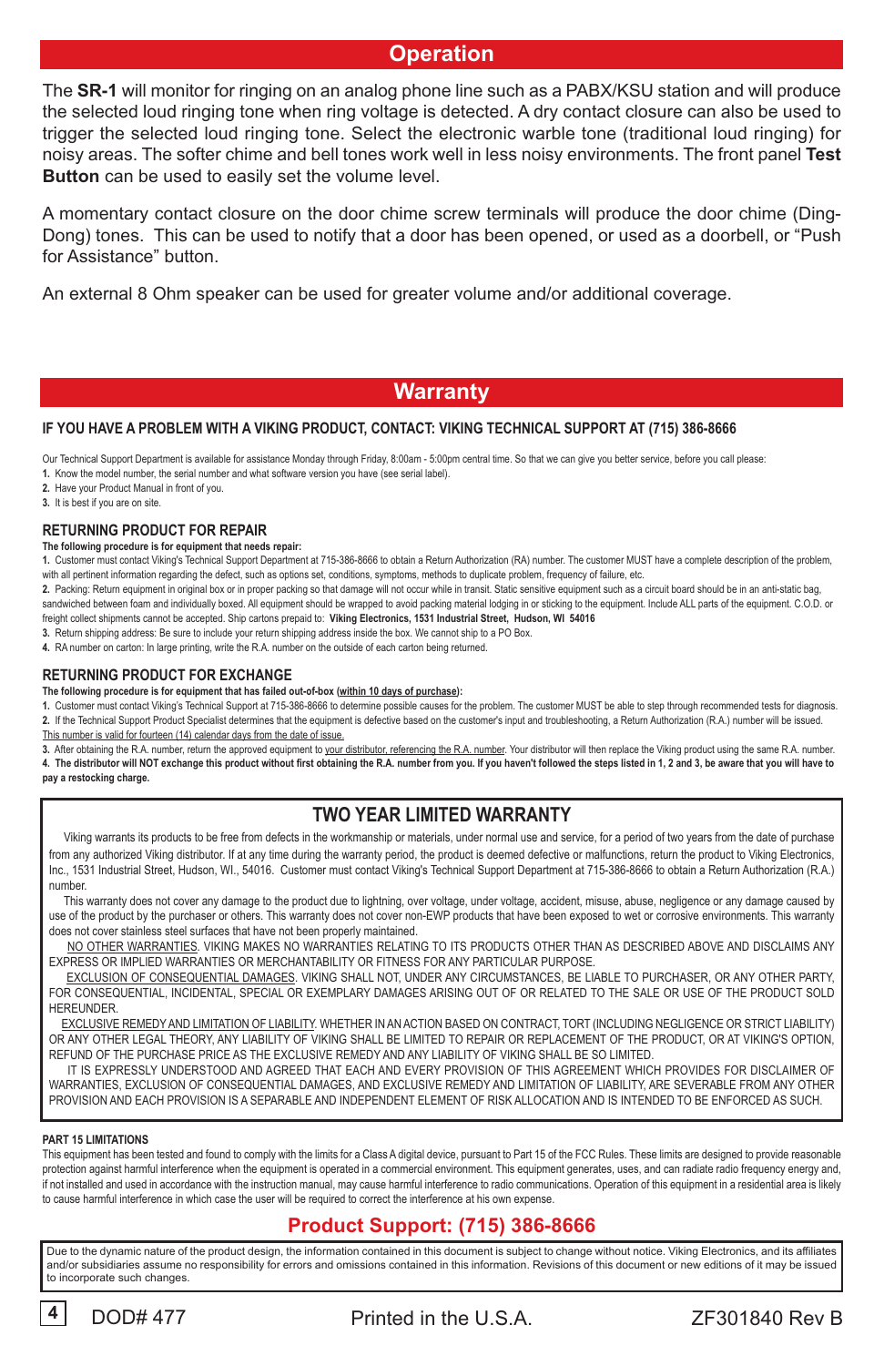## Operation

The **SR-1** will monitor for ringing on an analog phone line such as a PABX/KSU station and will produce the selected loud ringing tone when ring voltage is detected. A dry contact closure can also be used to trigger the selected loud ringing tone. Select the electronic warble tone (traditional loud ringing) for noisy areas. The softer chime and bell tones work well in less noisy environments. The front panel **Test Button** can be used to easily set the volume level.

A momentary contact closure on the door chime screw terminals will produce the door chime (Ding-Dong) tones. This can be used to notify that a door has been opened, or used as a doorbell, or "Push for Assistance" button.

An external 8 Ohm speaker can be used for greater volume and/or additional coverage.

## Warranty

### IF YOU HAVE A PROBLEM WITH A VIKING PRODUCT, CONTACT: VIKING TECHNICAL SUPPORT AT (715) 386-8666

Our Technical Support Department is available for assistance Monday through Friday, 8:00am - 5:00pm central time. So that we can give you better service, before you call please:

1. Know the model number, the serial number and what software version you have (see serial label).
2. Have your Product Manual in front of you.
3. It is best if you are on site.

### RETURNING PRODUCT FOR REPAIR

**The following procedure is for equipment that needs repair:**

1. Customer must contact Viking's Technical Support Department at 715-386-8666 to obtain a Return Authorization (RA) number. The customer MUST have a complete description of the problem, with all pertinent information regarding the defect, such as options set, conditions, symptoms, methods to duplicate problem, frequency of failure, etc.
2. Packing: Return equipment in original box or in proper packing so that damage will not occur while in transit. Static sensitive equipment such as a circuit board should be in an anti-static bag, sandwiched between foam and individually boxed. All equipment should be wrapped to avoid packing material lodging in or sticking to the equipment. Include ALL parts of the equipment. C.O.D. or freight collect shipments cannot be accepted. Ship cartons prepaid to: **Viking Electronics, 1531 Industrial Street, Hudson, WI 54016**
3. Return shipping address: Be sure to include your return shipping address inside the box. We cannot ship to a PO Box.
4. RA number on carton: In large printing, write the R.A. number on the outside of each carton being returned.

### RETURNING PRODUCT FOR EXCHANGE

**The following procedure is for equipment that has failed out-of-box (within 10 days of purchase):**

1. Customer must contact Viking's Technical Support at 715-386-8666 to determine possible causes for the problem. The customer MUST be able to step through recommended tests for diagnosis.
2. If the Technical Support Product Specialist determines that the equipment is defective based on the customer's input and troubleshooting, a Return Authorization (R.A.) number will be issued. This number is valid for fourteen (14) calendar days from the date of issue.
3. After obtaining the R.A. number, return the approved equipment to your distributor, referencing the R.A. number. Your distributor will then replace the Viking product using the same R.A. number.
4. **The distributor will NOT exchange this product without first obtaining the R.A. number from you. If you haven't followed the steps listed in 1, 2 and 3, be aware that you will have to pay a restocking charge.**

### TWO YEAR LIMITED WARRANTY

Viking warrants its products to be free from defects in the workmanship or materials, under normal use and service, for a period of two years from the date of purchase from any authorized Viking distributor. If at any time during the warranty period, the product is deemed defective or malfunctions, return the product to Viking Electronics, Inc., 1531 Industrial Street, Hudson, WI., 54016. Customer must contact Viking's Technical Support Department at 715-386-8666 to obtain a Return Authorization (R.A.) number.

This warranty does not cover any damage to the product due to lightning, over voltage, under voltage, accident, misuse, abuse, negligence or any damage caused by use of the product by the purchaser or others. This warranty does not cover non-EWP products that have been exposed to wet or corrosive environments. This warranty does not cover stainless steel surfaces that have not been properly maintained.

NO OTHER WARRANTIES. VIKING MAKES NO WARRANTIES RELATING TO ITS PRODUCTS OTHER THAN AS DESCRIBED ABOVE AND DISCLAIMS ANY EXPRESS OR IMPLIED WARRANTIES OR MERCHANTABILITY OR FITNESS FOR ANY PARTICULAR PURPOSE.

EXCLUSION OF CONSEQUENTIAL DAMAGES. VIKING SHALL NOT, UNDER ANY CIRCUMSTANCES, BE LIABLE TO PURCHASER, OR ANY OTHER PARTY, FOR CONSEQUENTIAL, INCIDENTAL, SPECIAL OR EXEMPLARY DAMAGES ARISING OUT OF OR RELATED TO THE SALE OR USE OF THE PRODUCT SOLD HEREUNDER.

EXCLUSIVE REMEDY AND LIMITATION OF LIABILITY. WHETHER IN AN ACTION BASED ON CONTRACT, TORT (INCLUDING NEGLIGENCE OR STRICT LIABILITY) OR ANY OTHER LEGAL THEORY, ANY LIABILITY OF VIKING SHALL BE LIMITED TO REPAIR OR REPLACEMENT OF THE PRODUCT, OR AT VIKING'S OPTION, REFUND OF THE PURCHASE PRICE AS THE EXCLUSIVE REMEDY AND ANY LIABILITY OF VIKING SHALL BE SO LIMITED.

IT IS EXPRESSLY UNDERSTOOD AND AGREED THAT EACH AND EVERY PROVISION OF THIS AGREEMENT WHICH PROVIDES FOR DISCLAIMER OF WARRANTIES, EXCLUSION OF CONSEQUENTIAL DAMAGES, AND EXCLUSIVE REMEDY AND LIMITATION OF LIABILITY, ARE SEVERABLE FROM ANY OTHER PROVISION AND EACH PROVISION IS A SEPARABLE AND INDEPENDENT ELEMENT OF RISK ALLOCATION AND IS INTENDED TO BE ENFORCED AS SUCH.

#### PART 15 LIMITATIONS

This equipment has been tested and found to comply with the limits for a Class A digital device, pursuant to Part 15 of the FCC Rules. These limits are designed to provide reasonable protection against harmful interference when the equipment is operated in a commercial environment. This equipment generates, uses, and can radiate radio frequency energy and, if not installed and used in accordance with the instruction manual, may cause harmful interference to radio communications. Operation of this equipment in a residential area is likely to cause harmful interference in which case the user will be required to correct the interference at his own expense.

## Product Support: (715) 386-8666

Due to the dynamic nature of the product design, the information contained in this document is subject to change without notice. Viking Electronics, and its affiliates and/or subsidiaries assume no responsibility for errors and omissions contained in this information. Revisions of this document or new editions of it may be issued to incorporate such changes.

DOD# 477 Printed in the U.S.A. ZF301840 Rev B